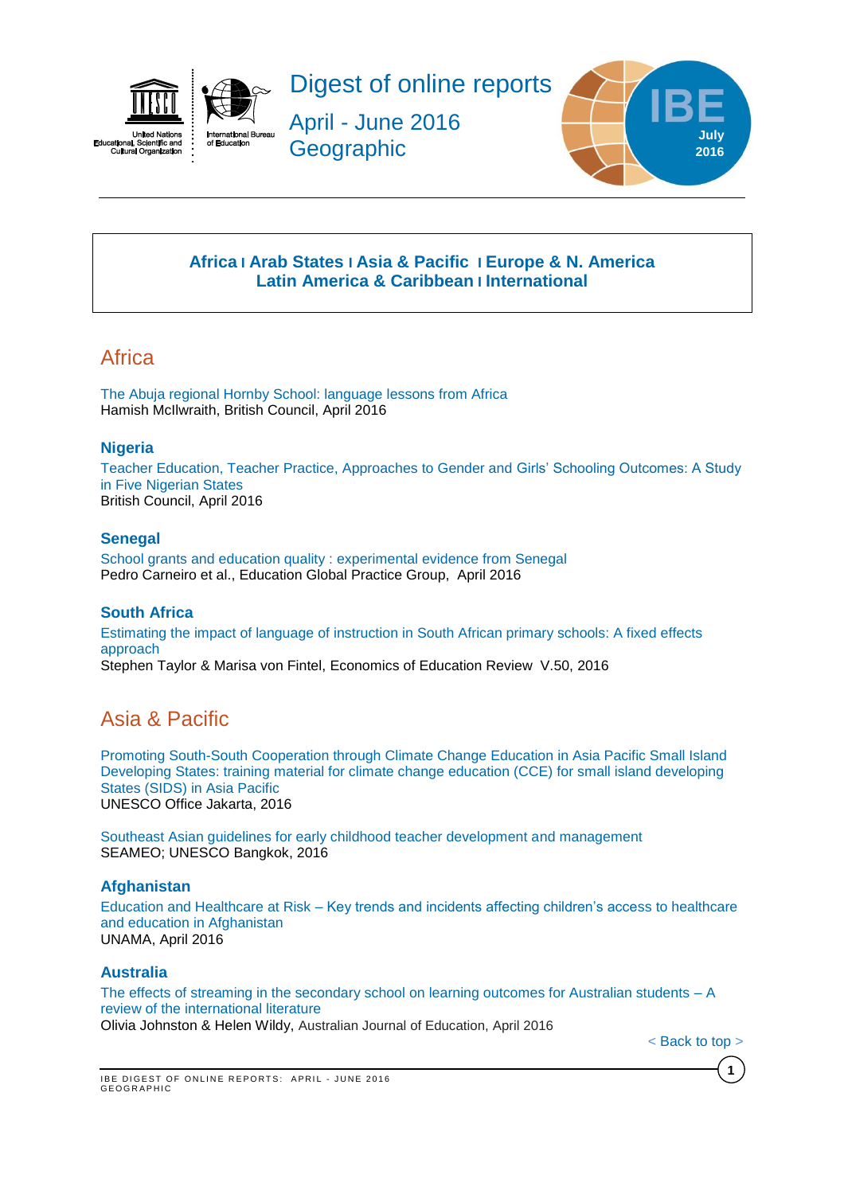# Digest of online reports

## April - June 2016
## Geographic

IBE July 2016

**Africa** | **Arab States** | **Asia & Pacific** | **Europe & N. America**
**Latin America & Caribbean** | **International**

## Africa

The Abuja regional Hornby School: language lessons from Africa
Hamish McIlwraith, British Council, April 2016

### Nigeria

Teacher Education, Teacher Practice, Approaches to Gender and Girls' Schooling Outcomes: A Study in Five Nigerian States
British Council, April 2016

### Senegal

School grants and education quality : experimental evidence from Senegal
Pedro Carneiro et al., Education Global Practice Group, April 2016

### South Africa

Estimating the impact of language of instruction in South African primary schools: A fixed effects approach
Stephen Taylor & Marisa von Fintel, Economics of Education Review V.50, 2016

## Asia & Pacific

Promoting South-South Cooperation through Climate Change Education in Asia Pacific Small Island Developing States: training material for climate change education (CCE) for small island developing States (SIDS) in Asia Pacific
UNESCO Office Jakarta, 2016

Southeast Asian guidelines for early childhood teacher development and management
SEAMEO; UNESCO Bangkok, 2016

### Afghanistan

Education and Healthcare at Risk – Key trends and incidents affecting children's access to healthcare and education in Afghanistan
UNAMA, April 2016

### Australia

The effects of streaming in the secondary school on learning outcomes for Australian students – A review of the international literature
Olivia Johnston & Helen Wildy, Australian Journal of Education, April 2016

< Back to top >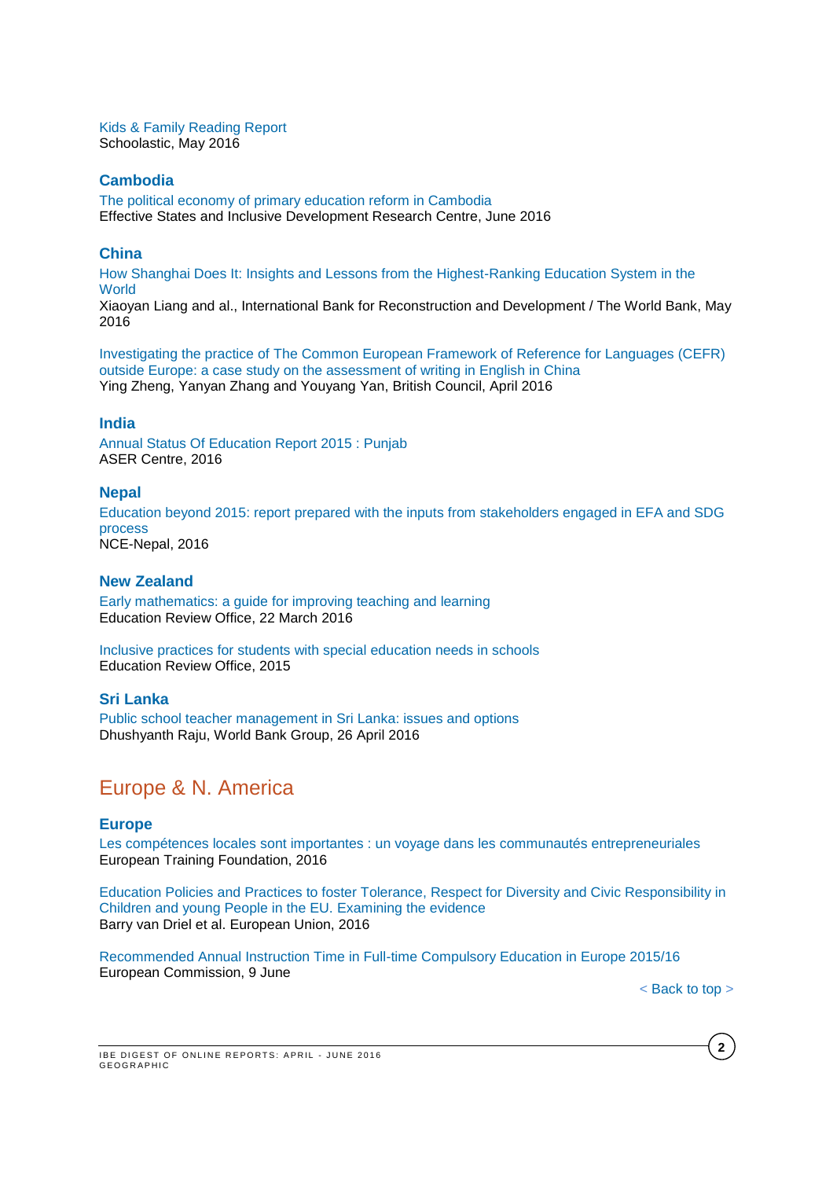Kids & Family Reading Report
Schoolastic, May 2016

### Cambodia

The political economy of primary education reform in Cambodia
Effective States and Inclusive Development Research Centre, June 2016

### China

How Shanghai Does It: Insights and Lessons from the Highest-Ranking Education System in the World
Xiaoyan Liang and al., International Bank for Reconstruction and Development / The World Bank, May 2016

Investigating the practice of The Common European Framework of Reference for Languages (CEFR) outside Europe: a case study on the assessment of writing in English in China
Ying Zheng, Yanyan Zhang and Youyang Yan, British Council, April 2016

### India

Annual Status Of Education Report 2015 : Punjab
ASER Centre, 2016

### Nepal

Education beyond 2015: report prepared with the inputs from stakeholders engaged in EFA and SDG process
NCE-Nepal, 2016

### New Zealand

Early mathematics: a guide for improving teaching and learning
Education Review Office, 22 March 2016

Inclusive practices for students with special education needs in schools
Education Review Office, 2015

### Sri Lanka

Public school teacher management in Sri Lanka: issues and options
Dhushyanth Raju, World Bank Group, 26 April 2016

## Europe & N. America

### Europe

Les compétences locales sont importantes : un voyage dans les communautés entrepreneuriales
European Training Foundation, 2016

Education Policies and Practices to foster Tolerance, Respect for Diversity and Civic Responsibility in Children and young People in the EU. Examining the evidence
Barry van Driel et al. European Union, 2016

Recommended Annual Instruction Time in Full-time Compulsory Education in Europe 2015/16
European Commission, 9 June

< Back to top >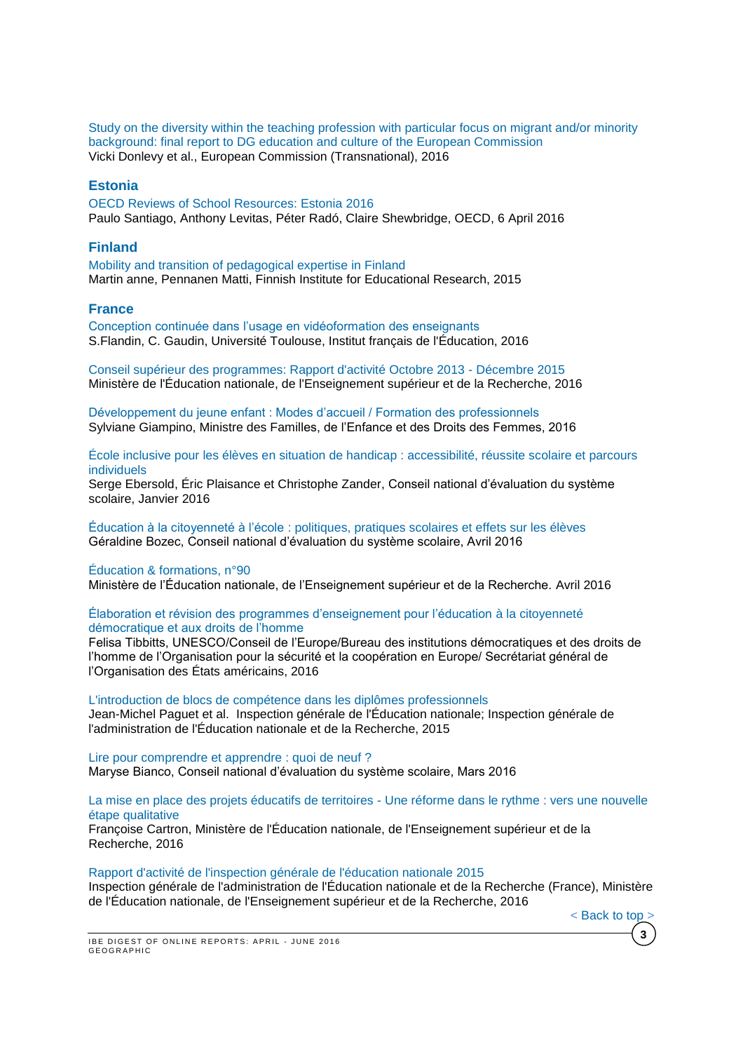Study on the diversity within the teaching profession with particular focus on migrant and/or minority background: final report to DG education and culture of the European Commission
Vicki Donlevy et al., European Commission (Transnational), 2016

## Estonia

OECD Reviews of School Resources: Estonia 2016
Paulo Santiago, Anthony Levitas, Péter Radó, Claire Shewbridge, OECD, 6 April 2016

## Finland

Mobility and transition of pedagogical expertise in Finland
Martin anne, Pennanen Matti, Finnish Institute for Educational Research, 2015

## France

Conception continuée dans l'usage en vidéoformation des enseignants
S.Flandin, C. Gaudin, Université Toulouse, Institut français de l'Éducation, 2016

Conseil supérieur des programmes: Rapport d'activité Octobre 2013 - Décembre 2015
Ministère de l'Éducation nationale, de l'Enseignement supérieur et de la Recherche, 2016

Développement du jeune enfant : Modes d'accueil / Formation des professionnels
Sylviane Giampino, Ministre des Familles, de l'Enfance et des Droits des Femmes, 2016

École inclusive pour les élèves en situation de handicap : accessibilité, réussite scolaire et parcours individuels
Serge Ebersold, Éric Plaisance et Christophe Zander, Conseil national d'évaluation du système scolaire, Janvier 2016

Éducation à la citoyenneté à l'école : politiques, pratiques scolaires et effets sur les élèves
Géraldine Bozec, Conseil national d'évaluation du système scolaire, Avril 2016

Éducation & formations, n°90
Ministère de l'Éducation nationale, de l'Enseignement supérieur et de la Recherche. Avril 2016

Élaboration et révision des programmes d'enseignement pour l'éducation à la citoyenneté démocratique et aux droits de l'homme
Felisa Tibbitts, UNESCO/Conseil de l'Europe/Bureau des institutions démocratiques et des droits de l'homme de l'Organisation pour la sécurité et la coopération en Europe/ Secrétariat général de l'Organisation des États américains, 2016

L'introduction de blocs de compétence dans les diplômes professionnels
Jean-Michel Paguet et al. Inspection générale de l'Éducation nationale; Inspection générale de l'administration de l'Éducation nationale et de la Recherche, 2015

Lire pour comprendre et apprendre : quoi de neuf ?
Maryse Bianco, Conseil national d'évaluation du système scolaire, Mars 2016

La mise en place des projets éducatifs de territoires - Une réforme dans le rythme : vers une nouvelle étape qualitative
Françoise Cartron, Ministère de l'Éducation nationale, de l'Enseignement supérieur et de la Recherche, 2016

Rapport d'activité de l'inspection générale de l'éducation nationale 2015
Inspection générale de l'administration de l'Éducation nationale et de la Recherche (France), Ministère de l'Éducation nationale, de l'Enseignement supérieur et de la Recherche, 2016

< Back to top >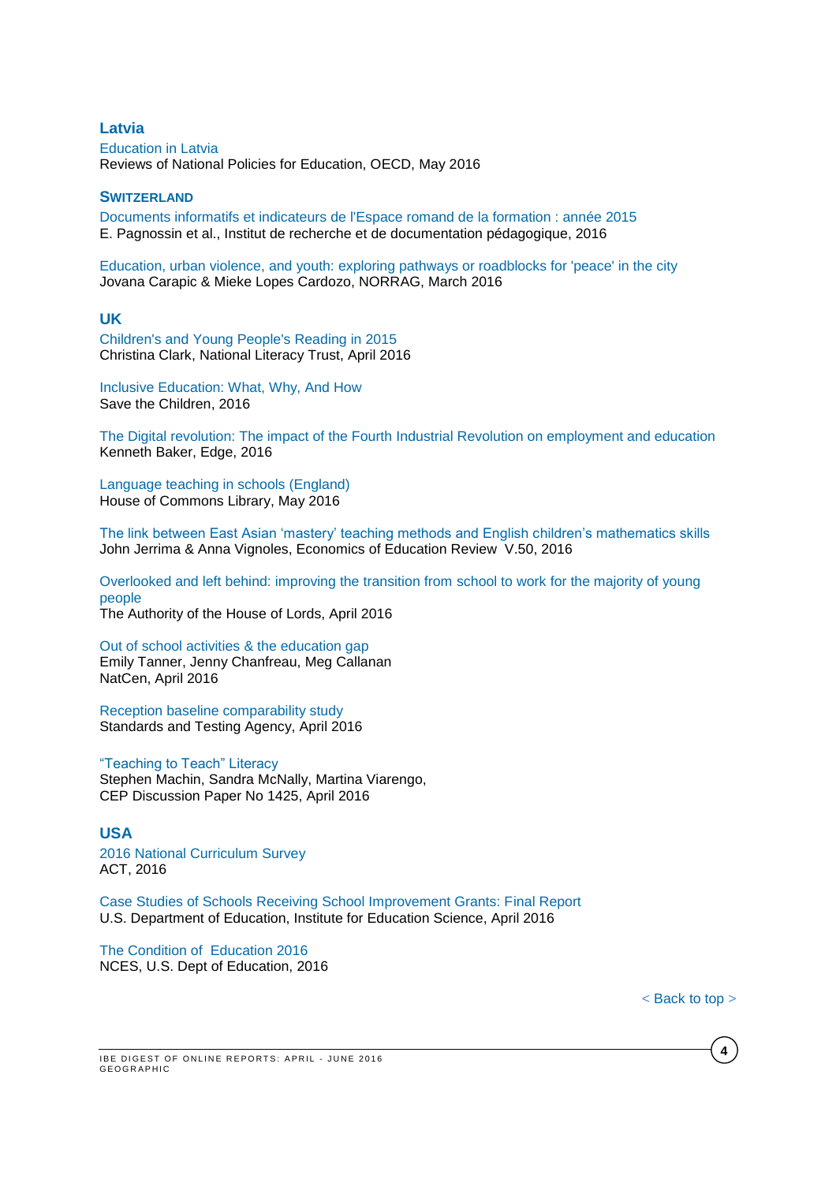## Latvia

Education in Latvia
Reviews of National Policies for Education, OECD, May 2016

## Switzerland

Documents informatifs et indicateurs de l'Espace romand de la formation : année 2015
E. Pagnossin et al., Institut de recherche et de documentation pédagogique, 2016

Education, urban violence, and youth: exploring pathways or roadblocks for 'peace' in the city
Jovana Carapic & Mieke Lopes Cardozo, NORRAG, March 2016

## UK

Children's and Young People's Reading in 2015
Christina Clark, National Literacy Trust, April 2016

Inclusive Education: What, Why, And How
Save the Children, 2016

The Digital revolution: The impact of the Fourth Industrial Revolution on employment and education
Kenneth Baker, Edge, 2016

Language teaching in schools (England)
House of Commons Library, May 2016

The link between East Asian 'mastery' teaching methods and English children's mathematics skills
John Jerrima & Anna Vignoles, Economics of Education Review V.50, 2016

Overlooked and left behind: improving the transition from school to work for the majority of young people
The Authority of the House of Lords, April 2016

Out of school activities & the education gap
Emily Tanner, Jenny Chanfreau, Meg Callanan
NatCen, April 2016

Reception baseline comparability study
Standards and Testing Agency, April 2016

"Teaching to Teach" Literacy
Stephen Machin, Sandra McNally, Martina Viarengo,
CEP Discussion Paper No 1425, April 2016

## USA

2016 National Curriculum Survey
ACT, 2016

Case Studies of Schools Receiving School Improvement Grants: Final Report
U.S. Department of Education, Institute for Education Science, April 2016

The Condition of Education 2016
NCES, U.S. Dept of Education, 2016

< Back to top >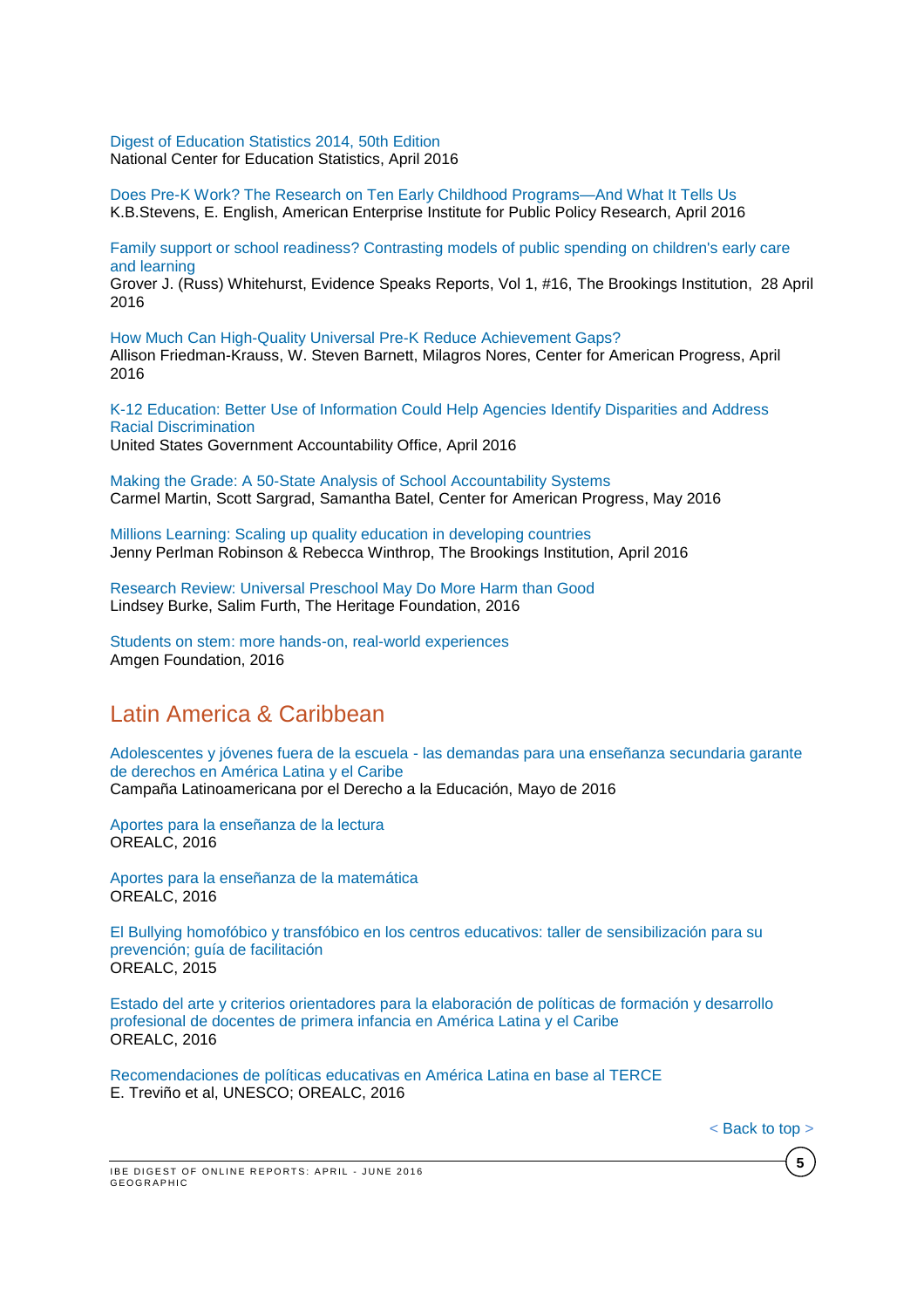Digest of Education Statistics 2014, 50th Edition
National Center for Education Statistics, April 2016

Does Pre-K Work? The Research on Ten Early Childhood Programs—And What It Tells Us
K.B.Stevens, E. English, American Enterprise Institute for Public Policy Research, April 2016

Family support or school readiness? Contrasting models of public spending on children's early care and learning
Grover J. (Russ) Whitehurst, Evidence Speaks Reports, Vol 1, #16, The Brookings Institution, 28 April 2016

How Much Can High-Quality Universal Pre-K Reduce Achievement Gaps?
Allison Friedman-Krauss, W. Steven Barnett, Milagros Nores, Center for American Progress, April 2016

K-12 Education: Better Use of Information Could Help Agencies Identify Disparities and Address Racial Discrimination
United States Government Accountability Office, April 2016

Making the Grade: A 50-State Analysis of School Accountability Systems
Carmel Martin, Scott Sargrad, Samantha Batel, Center for American Progress, May 2016

Millions Learning: Scaling up quality education in developing countries
Jenny Perlman Robinson & Rebecca Winthrop, The Brookings Institution, April 2016

Research Review: Universal Preschool May Do More Harm than Good
Lindsey Burke, Salim Furth, The Heritage Foundation, 2016

Students on stem: more hands-on, real-world experiences
Amgen Foundation, 2016

## Latin America & Caribbean

Adolescentes y jóvenes fuera de la escuela - las demandas para una enseñanza secundaria garante de derechos en América Latina y el Caribe
Campaña Latinoamericana por el Derecho a la Educación, Mayo de 2016

Aportes para la enseñanza de la lectura
OREALC, 2016

Aportes para la enseñanza de la matemática
OREALC, 2016

El Bullying homofóbico y transfóbico en los centros educativos: taller de sensibilización para su prevención; guía de facilitación
OREALC, 2015

Estado del arte y criterios orientadores para la elaboración de políticas de formación y desarrollo profesional de docentes de primera infancia en América Latina y el Caribe
OREALC, 2016

Recomendaciones de políticas educativas en América Latina en base al TERCE
E. Treviño et al, UNESCO; OREALC, 2016

< Back to top >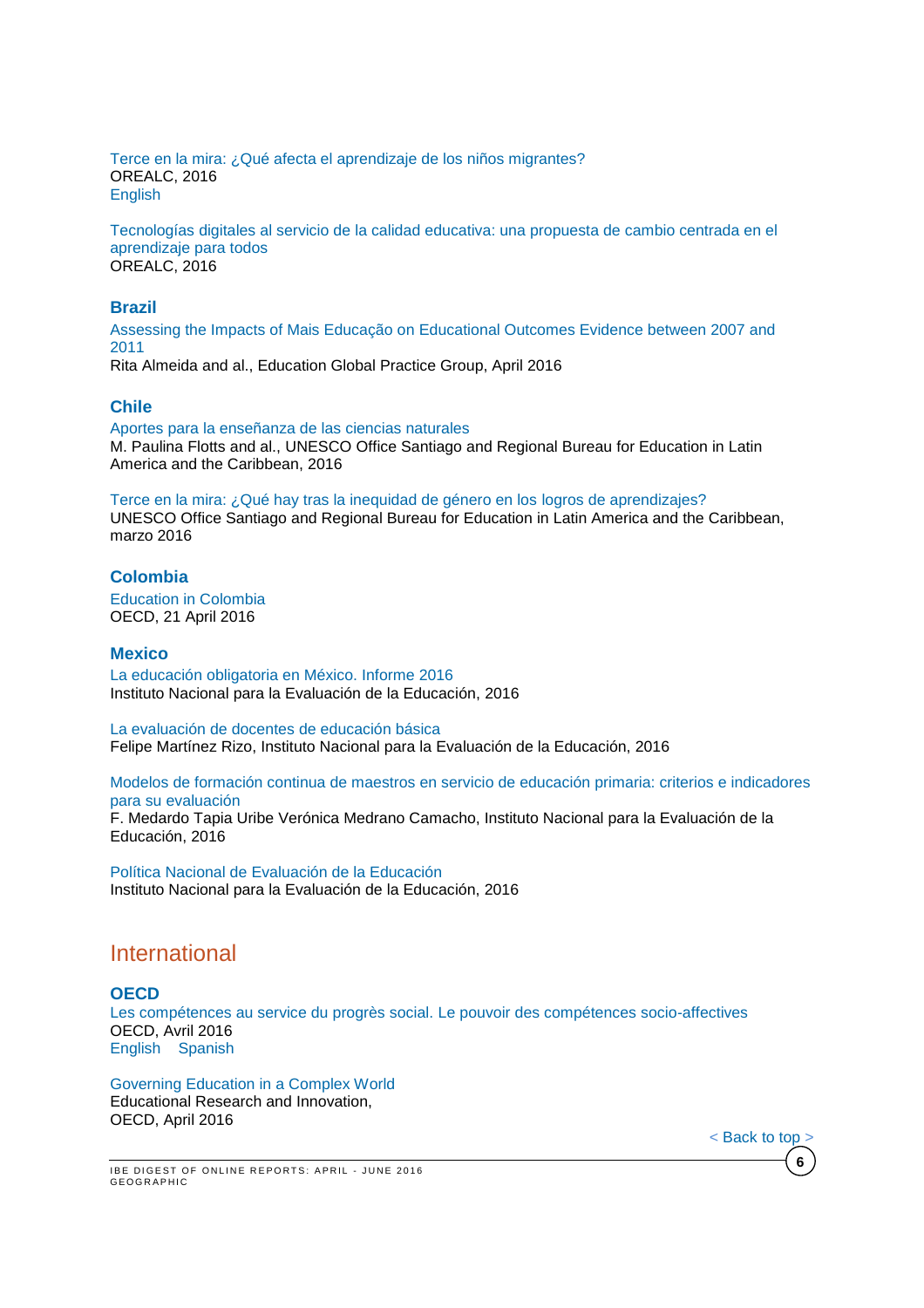Terce en la mira: ¿Qué afecta el aprendizaje de los niños migrantes?
OREALC, 2016
English

Tecnologías digitales al servicio de la calidad educativa: una propuesta de cambio centrada en el aprendizaje para todos
OREALC, 2016

### Brazil

Assessing the Impacts of Mais Educação on Educational Outcomes Evidence between 2007 and 2011
Rita Almeida and al., Education Global Practice Group, April 2016

### Chile

Aportes para la enseñanza de las ciencias naturales
M. Paulina Flotts and al., UNESCO Office Santiago and Regional Bureau for Education in Latin America and the Caribbean, 2016

Terce en la mira: ¿Qué hay tras la inequidad de género en los logros de aprendizajes?
UNESCO Office Santiago and Regional Bureau for Education in Latin America and the Caribbean, marzo 2016

### Colombia

Education in Colombia
OECD, 21 April 2016

### Mexico

La educación obligatoria en México. Informe 2016
Instituto Nacional para la Evaluación de la Educación, 2016

La evaluación de docentes de educación básica
Felipe Martínez Rizo, Instituto Nacional para la Evaluación de la Educación, 2016

Modelos de formación continua de maestros en servicio de educación primaria: criterios e indicadores para su evaluación
F. Medardo Tapia Uribe Verónica Medrano Camacho, Instituto Nacional para la Evaluación de la Educación, 2016

Política Nacional de Evaluación de la Educación
Instituto Nacional para la Evaluación de la Educación, 2016

## International

### OECD

Les compétences au service du progrès social. Le pouvoir des compétences socio-affectives
OECD, Avril 2016
English Spanish

Governing Education in a Complex World
Educational Research and Innovation,
OECD, April 2016

< Back to top >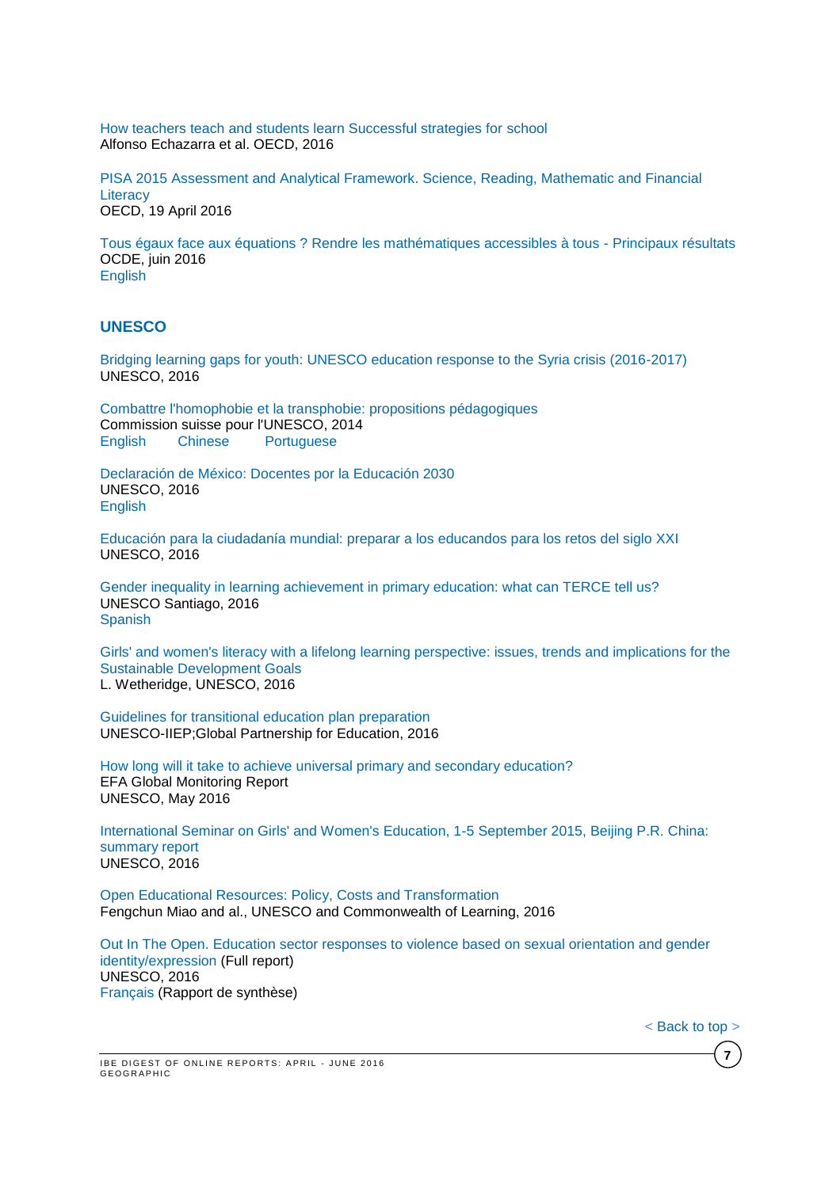How teachers teach and students learn Successful strategies for school
Alfonso Echazarra et al. OECD, 2016

PISA 2015 Assessment and Analytical Framework. Science, Reading, Mathematic and Financial Literacy
OECD, 19 April 2016

Tous égaux face aux équations ? Rendre les mathématiques accessibles à tous - Principaux résultats
OCDE, juin 2016
English

## UNESCO

Bridging learning gaps for youth: UNESCO education response to the Syria crisis (2016-2017)
UNESCO, 2016

Combattre l'homophobie et la transphobie: propositions pédagogiques
Commission suisse pour l'UNESCO, 2014
English Chinese Portuguese

Declaración de México: Docentes por la Educación 2030
UNESCO, 2016
English

Educación para la ciudadanía mundial: preparar a los educandos para los retos del siglo XXI
UNESCO, 2016

Gender inequality in learning achievement in primary education: what can TERCE tell us?
UNESCO Santiago, 2016
Spanish

Girls' and women's literacy with a lifelong learning perspective: issues, trends and implications for the Sustainable Development Goals
L. Wetheridge, UNESCO, 2016

Guidelines for transitional education plan preparation
UNESCO-IIEP;Global Partnership for Education, 2016

How long will it take to achieve universal primary and secondary education?
EFA Global Monitoring Report
UNESCO, May 2016

International Seminar on Girls' and Women's Education, 1-5 September 2015, Beijing P.R. China: summary report
UNESCO, 2016

Open Educational Resources: Policy, Costs and Transformation
Fengchun Miao and al., UNESCO and Commonwealth of Learning, 2016

Out In The Open. Education sector responses to violence based on sexual orientation and gender identity/expression (Full report)
UNESCO, 2016
Français (Rapport de synthèse)

< Back to top >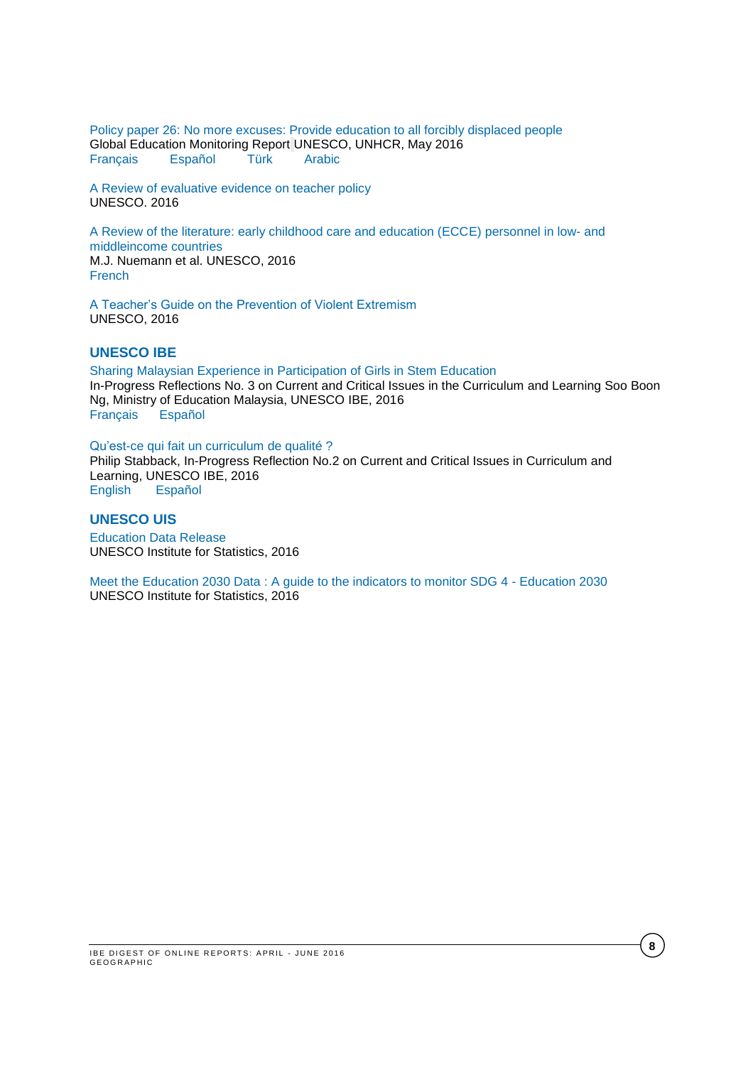Policy paper 26: No more excuses: Provide education to all forcibly displaced people
Global Education Monitoring Report UNESCO, UNHCR, May 2016
Français Español Türk Arabic

A Review of evaluative evidence on teacher policy
UNESCO. 2016

A Review of the literature: early childhood care and education (ECCE) personnel in low- and middleincome countries
M.J. Nuemann et al. UNESCO, 2016
French

A Teacher's Guide on the Prevention of Violent Extremism
UNESCO, 2016

## UNESCO IBE

Sharing Malaysian Experience in Participation of Girls in Stem Education
In-Progress Reflections No. 3 on Current and Critical Issues in the Curriculum and Learning Soo Boon Ng, Ministry of Education Malaysia, UNESCO IBE, 2016
Français Español

Qu'est-ce qui fait un curriculum de qualité ?
Philip Stabback, In-Progress Reflection No.2 on Current and Critical Issues in Curriculum and Learning, UNESCO IBE, 2016
English Español

## UNESCO UIS

Education Data Release
UNESCO Institute for Statistics, 2016

Meet the Education 2030 Data : A guide to the indicators to monitor SDG 4 - Education 2030
UNESCO Institute for Statistics, 2016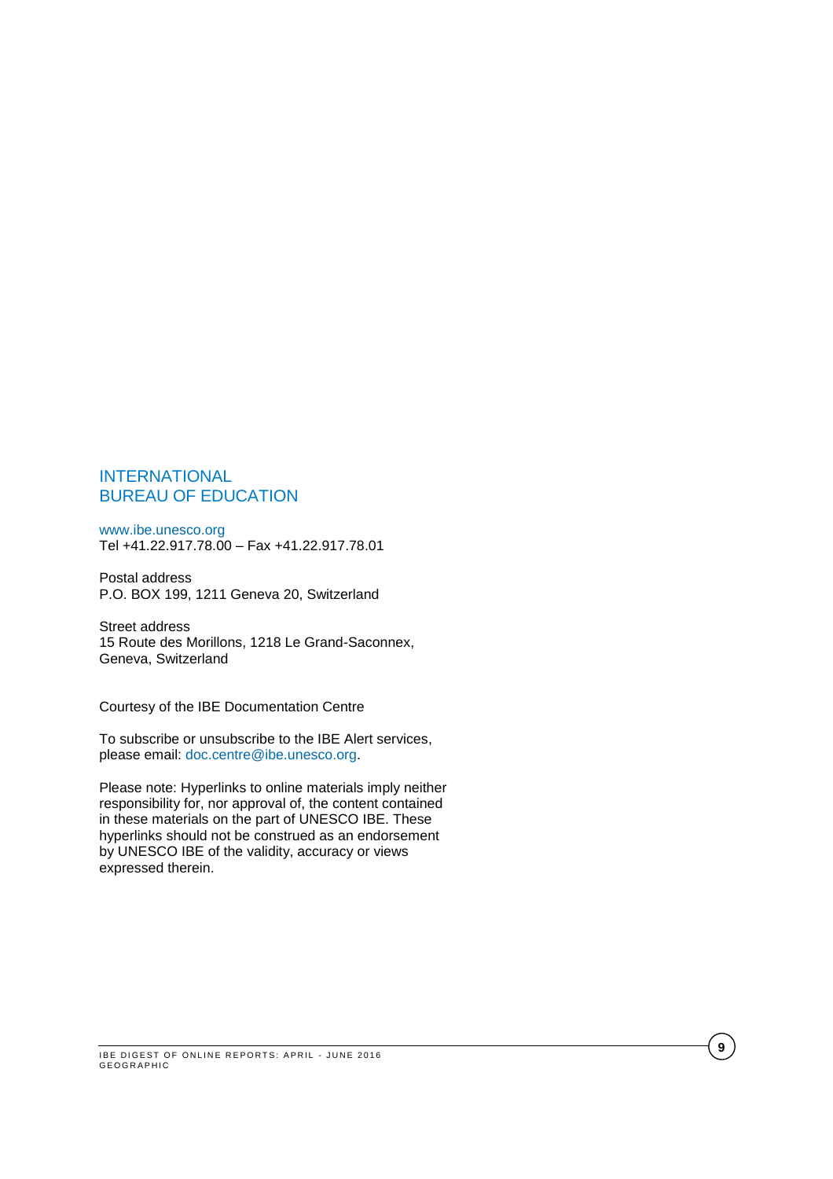# INTERNATIONAL BUREAU OF EDUCATION

www.ibe.unesco.org
Tel +41.22.917.78.00 – Fax +41.22.917.78.01

Postal address
P.O. BOX 199, 1211 Geneva 20, Switzerland

Street address
15 Route des Morillons, 1218 Le Grand-Saconnex, Geneva, Switzerland

Courtesy of the IBE Documentation Centre

To subscribe or unsubscribe to the IBE Alert services, please email: doc.centre@ibe.unesco.org.

Please note: Hyperlinks to online materials imply neither responsibility for, nor approval of, the content contained in these materials on the part of UNESCO IBE. These hyperlinks should not be construed as an endorsement by UNESCO IBE of the validity, accuracy or views expressed therein.